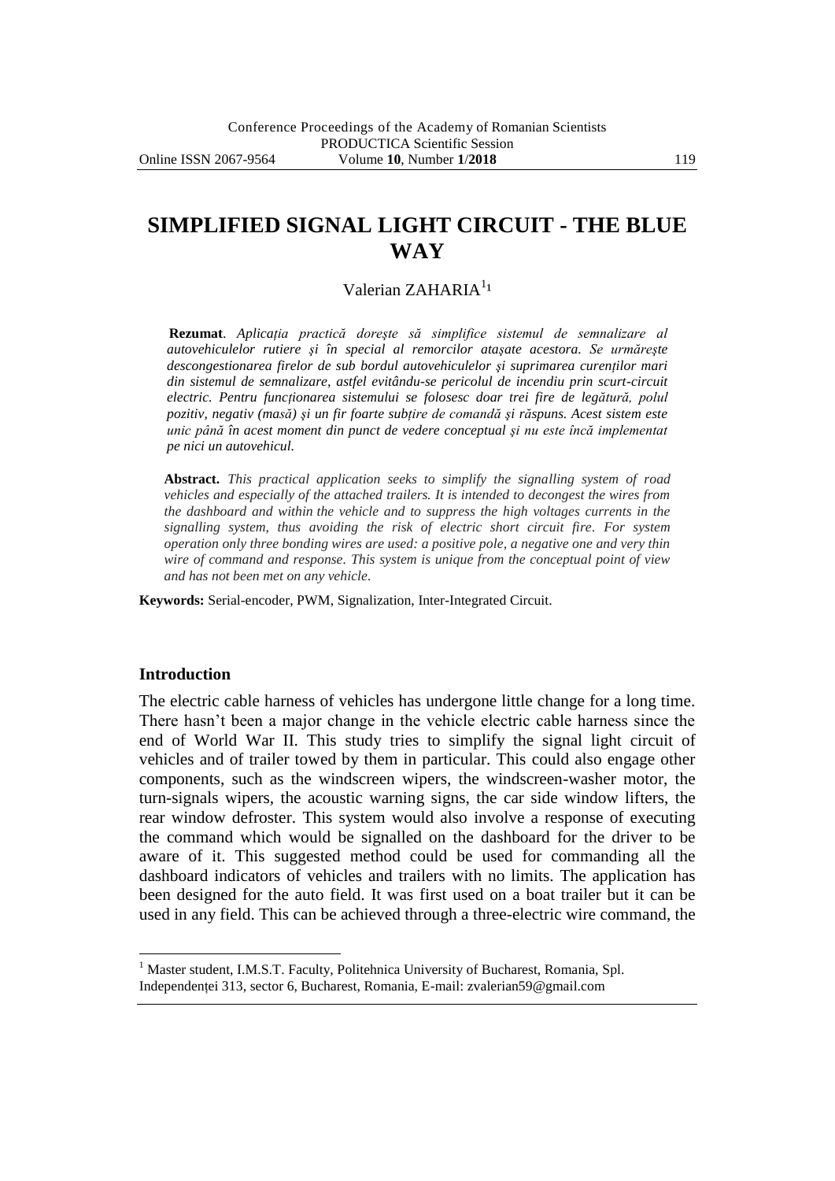# SIMPLIFIED SIGNAL LIGHT CIRCUIT - THE BLUE WAY

Valerian ZAHARIA[1]

**Rezumat**. *Aplicația practică dorește să simplifice sistemul de semnalizare al autovehiculelor rutiere și în special al remorcilor atașate acestora. Se urmărește descongestionarea firelor de sub bordul autovehiculelor și suprimarea curenților mari din sistemul de semnalizare, astfel evitându-se pericolul de incendiu prin scurt-circuit electric. Pentru funcționarea sistemului se folosesc doar trei fire de legătură, polul pozitiv, negativ (masă) și un fir foarte subțire de comandă și răspuns. Acest sistem este unic până în acest moment din punct de vedere conceptual și nu este încă implementat pe nici un autovehicul.*

**Abstract.** *This practical application seeks to simplify the signalling system of road vehicles and especially of the attached trailers. It is intended to decongest the wires from the dashboard and within the vehicle and to suppress the high voltages currents in the signalling system, thus avoiding the risk of electric short circuit fire. For system operation only three bonding wires are used: a positive pole, a negative one and very thin wire of command and response. This system is unique from the conceptual point of view and has not been met on any vehicle.*

**Keywords:** Serial-encoder, PWM, Signalization, Inter-Integrated Circuit.

## Introduction

The electric cable harness of vehicles has undergone little change for a long time. There hasn't been a major change in the vehicle electric cable harness since the end of World War II. This study tries to simplify the signal light circuit of vehicles and of trailer towed by them in particular. This could also engage other components, such as the windscreen wipers, the windscreen-washer motor, the turn-signals wipers, the acoustic warning signs, the car side window lifters, the rear window defroster. This system would also involve a response of executing the command which would be signalled on the dashboard for the driver to be aware of it. This suggested method could be used for commanding all the dashboard indicators of vehicles and trailers with no limits. The application has been designed for the auto field. It was first used on a boat trailer but it can be used in any field. This can be achieved through a three-electric wire command, the

---

[1] Master student, I.M.S.T. Faculty, Politehnica University of Bucharest, Romania, Spl. Independenței 313, sector 6, Bucharest, Romania, E-mail: zvalerian59@gmail.com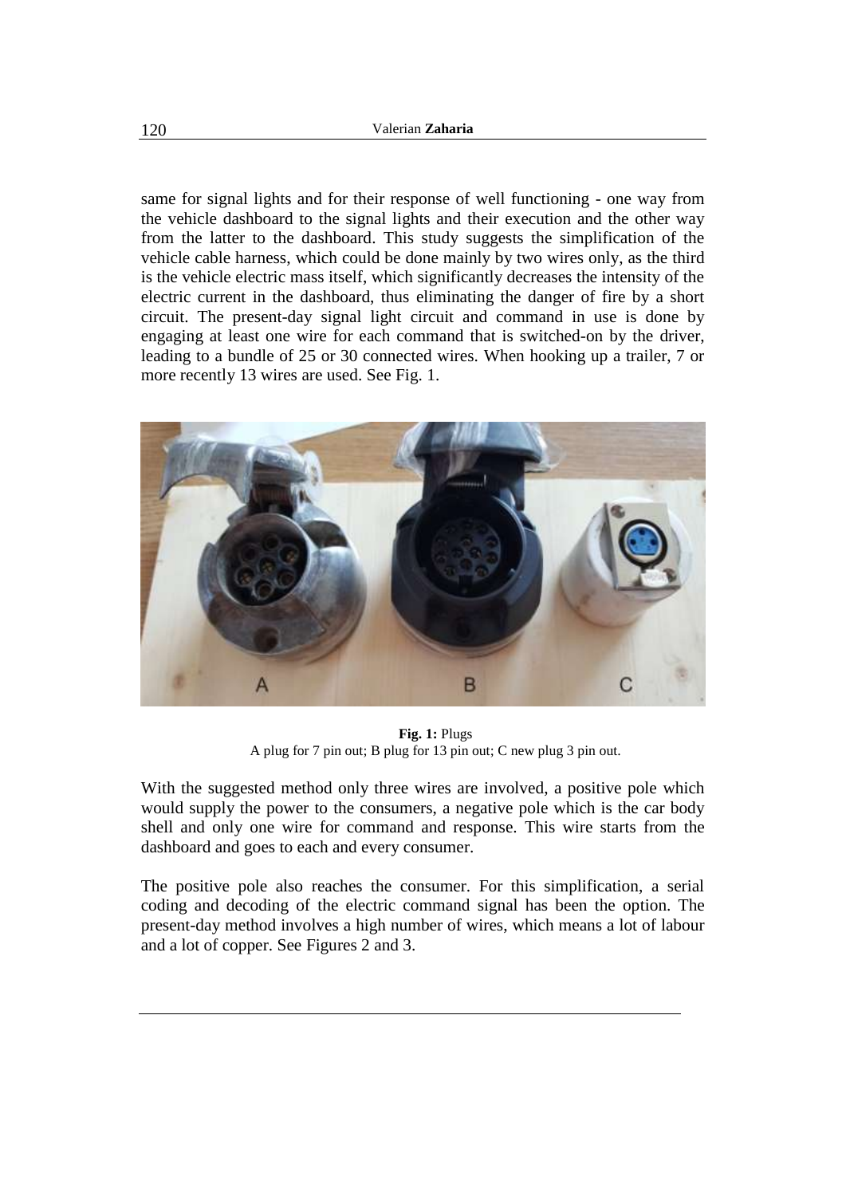same for signal lights and for their response of well functioning - one way from the vehicle dashboard to the signal lights and their execution and the other way from the latter to the dashboard. This study suggests the simplification of the vehicle cable harness, which could be done mainly by two wires only, as the third is the vehicle electric mass itself, which significantly decreases the intensity of the electric current in the dashboard, thus eliminating the danger of fire by a short circuit. The present-day signal light circuit and command in use is done by engaging at least one wire for each command that is switched-on by the driver, leading to a bundle of 25 or 30 connected wires. When hooking up a trailer, 7 or more recently 13 wires are used. See Fig. 1.

**Fig. 1:** Plugs
A plug for 7 pin out; B plug for 13 pin out; C new plug 3 pin out.

With the suggested method only three wires are involved, a positive pole which would supply the power to the consumers, a negative pole which is the car body shell and only one wire for command and response. This wire starts from the dashboard and goes to each and every consumer.

The positive pole also reaches the consumer. For this simplification, a serial coding and decoding of the electric command signal has been the option. The present-day method involves a high number of wires, which means a lot of labour and a lot of copper. See Figures 2 and 3.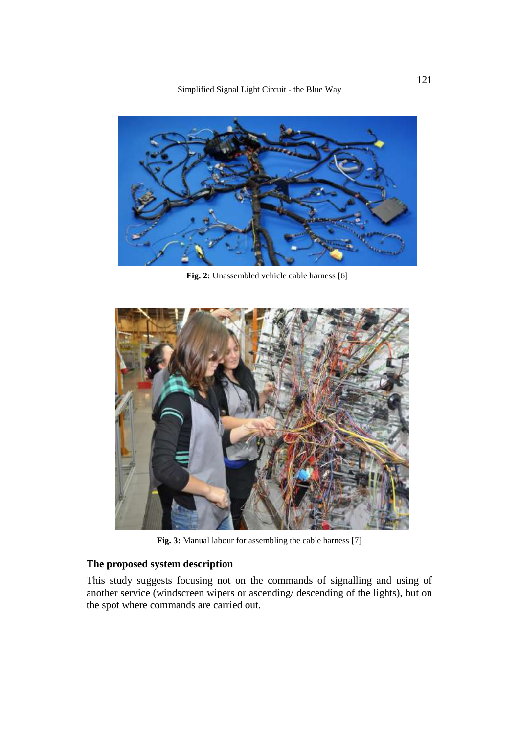**Fig. 2:** Unassembled vehicle cable harness [6]

**Fig. 3:** Manual labour for assembling the cable harness [7]

### The proposed system description

This study suggests focusing not on the commands of signalling and using of another service (windscreen wipers or ascending/ descending of the lights), but on the spot where commands are carried out.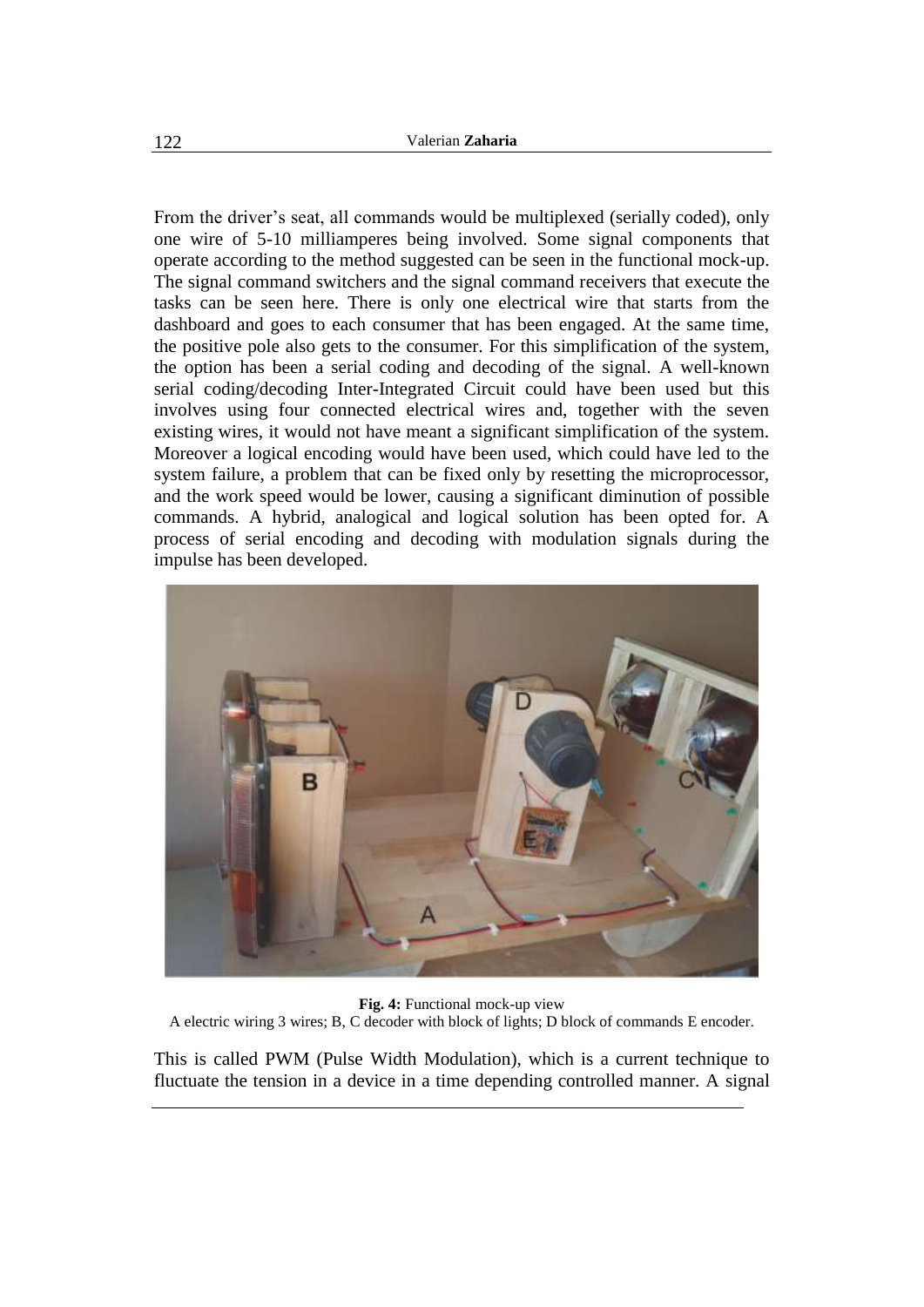From the driver's seat, all commands would be multiplexed (serially coded), only one wire of 5-10 milliamperes being involved. Some signal components that operate according to the method suggested can be seen in the functional mock-up. The signal command switchers and the signal command receivers that execute the tasks can be seen here. There is only one electrical wire that starts from the dashboard and goes to each consumer that has been engaged. At the same time, the positive pole also gets to the consumer. For this simplification of the system, the option has been a serial coding and decoding of the signal. A well-known serial coding/decoding Inter-Integrated Circuit could have been used but this involves using four connected electrical wires and, together with the seven existing wires, it would not have meant a significant simplification of the system. Moreover a logical encoding would have been used, which could have led to the system failure, a problem that can be fixed only by resetting the microprocessor, and the work speed would be lower, causing a significant diminution of possible commands. A hybrid, analogical and logical solution has been opted for. A process of serial encoding and decoding with modulation signals during the impulse has been developed.

**Fig. 4:** Functional mock-up view
A electric wiring 3 wires; B, C decoder with block of lights; D block of commands E encoder.

This is called PWM (Pulse Width Modulation), which is a current technique to fluctuate the tension in a device in a time depending controlled manner. A signal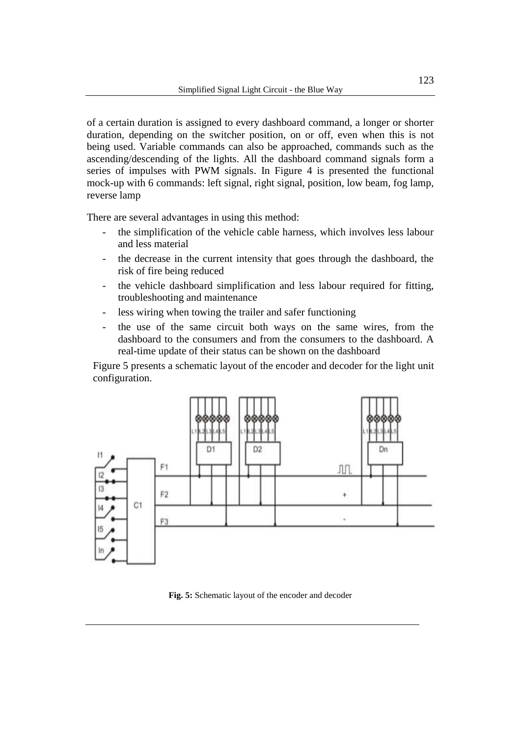of a certain duration is assigned to every dashboard command, a longer or shorter duration, depending on the switcher position, on or off, even when this is not being used. Variable commands can also be approached, commands such as the ascending/descending of the lights. All the dashboard command signals form a series of impulses with PWM signals. In Figure 4 is presented the functional mock-up with 6 commands: left signal, right signal, position, low beam, fog lamp, reverse lamp

There are several advantages in using this method:

- the simplification of the vehicle cable harness, which involves less labour and less material
- the decrease in the current intensity that goes through the dashboard, the risk of fire being reduced
- the vehicle dashboard simplification and less labour required for fitting, troubleshooting and maintenance
- less wiring when towing the trailer and safer functioning
- the use of the same circuit both ways on the same wires, from the dashboard to the consumers and from the consumers to the dashboard. A real-time update of their status can be shown on the dashboard

Figure 5 presents a schematic layout of the encoder and decoder for the light unit configuration.

**Fig. 5:** Schematic layout of the encoder and decoder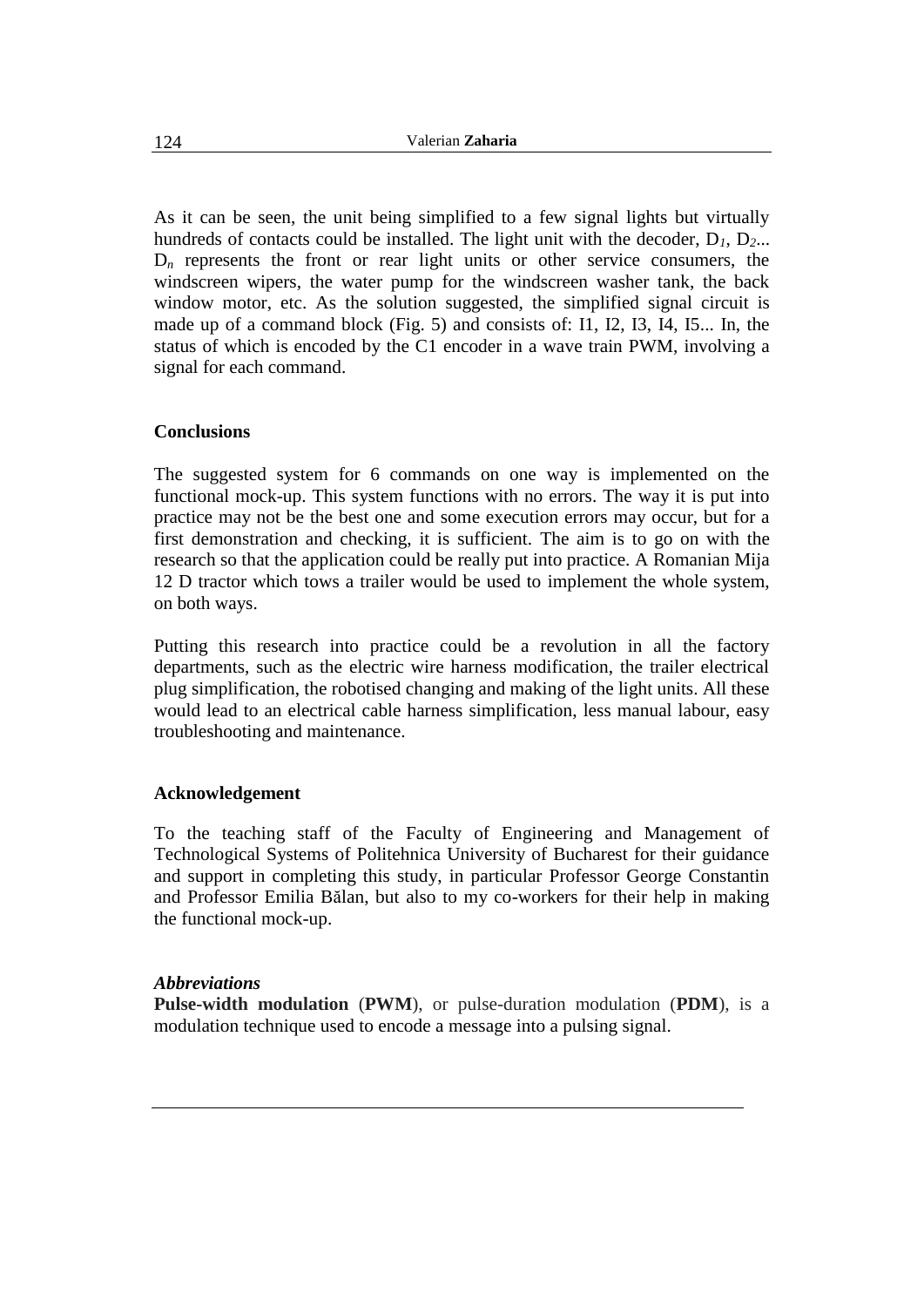As it can be seen, the unit being simplified to a few signal lights but virtually hundreds of contacts could be installed. The light unit with the decoder, $D_1$, $D_2$... $D_n$ represents the front or rear light units or other service consumers, the windscreen wipers, the water pump for the windscreen washer tank, the back window motor, etc. As the solution suggested, the simplified signal circuit is made up of a command block (Fig. 5) and consists of: I1, I2, I3, I4, I5... In, the status of which is encoded by the C1 encoder in a wave train PWM, involving a signal for each command.

## Conclusions

The suggested system for 6 commands on one way is implemented on the functional mock-up. This system functions with no errors. The way it is put into practice may not be the best one and some execution errors may occur, but for a first demonstration and checking, it is sufficient. The aim is to go on with the research so that the application could be really put into practice. A Romanian Mija 12 D tractor which tows a trailer would be used to implement the whole system, on both ways.

Putting this research into practice could be a revolution in all the factory departments, such as the electric wire harness modification, the trailer electrical plug simplification, the robotised changing and making of the light units. All these would lead to an electrical cable harness simplification, less manual labour, easy troubleshooting and maintenance.

## Acknowledgement

To the teaching staff of the Faculty of Engineering and Management of Technological Systems of Politehnica University of Bucharest for their guidance and support in completing this study, in particular Professor George Constantin and Professor Emilia Bălan, but also to my co-workers for their help in making the functional mock-up.

### *Abbreviations*

**Pulse-width modulation** (**PWM**), or pulse-duration modulation (**PDM**), is a modulation technique used to encode a message into a pulsing signal.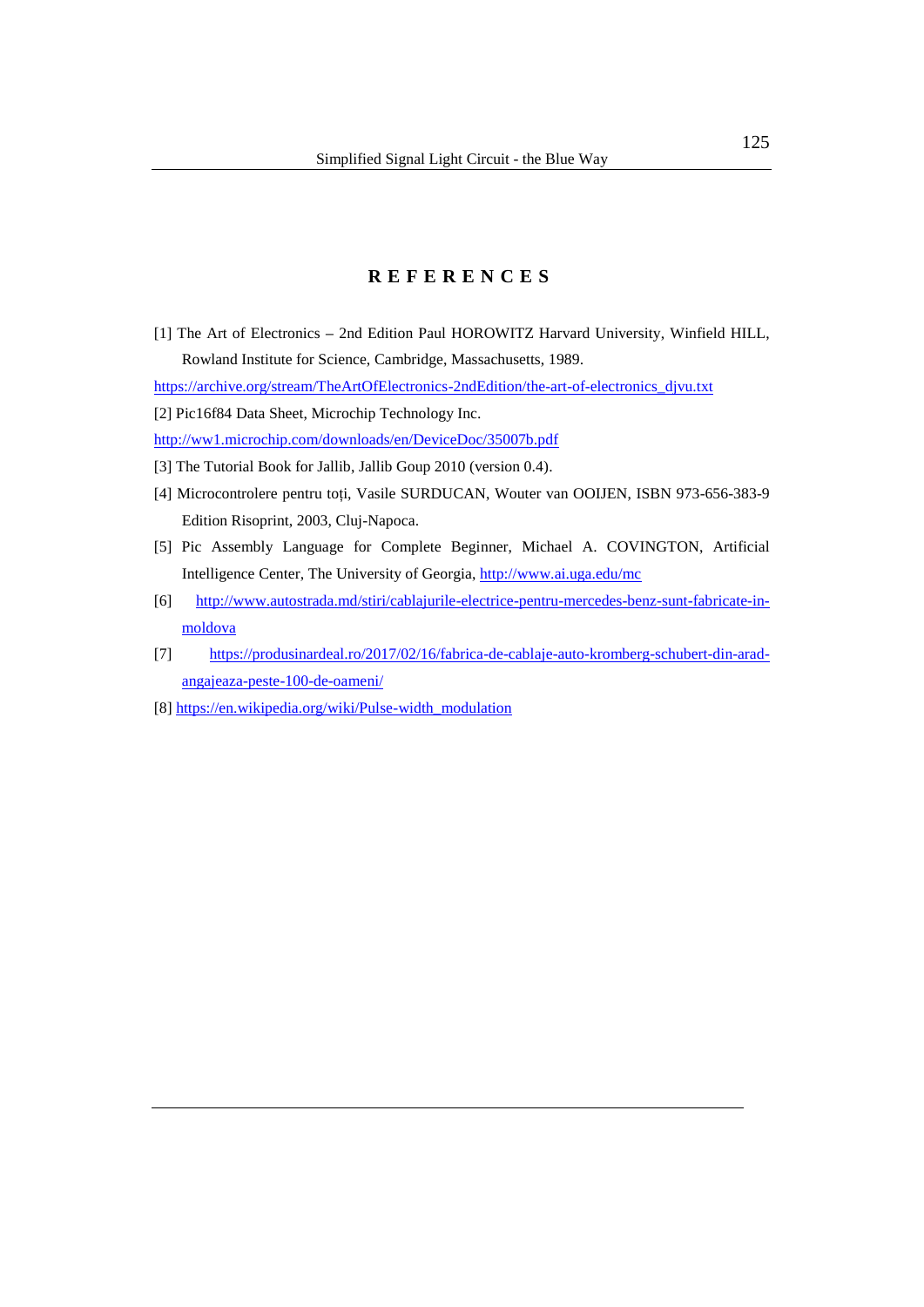# REFERENCES

[1] The Art of Electronics – 2nd Edition Paul HOROWITZ Harvard University, Winfield HILL, Rowland Institute for Science, Cambridge, Massachusetts, 1989.

https://archive.org/stream/TheArtOfElectronics-2ndEdition/the-art-of-electronics_djvu.txt

[2] Pic16f84 Data Sheet, Microchip Technology Inc.

http://ww1.microchip.com/downloads/en/DeviceDoc/35007b.pdf

[3] The Tutorial Book for Jallib, Jallib Goup 2010 (version 0.4).

[4] Microcontrolere pentru toți, Vasile SURDUCAN, Wouter van OOIJEN, ISBN 973-656-383-9 Edition Risoprint, 2003, Cluj-Napoca.

[5] Pic Assembly Language for Complete Beginner, Michael A. COVINGTON, Artificial Intelligence Center, The University of Georgia, http://www.ai.uga.edu/mc

[6] http://www.autostrada.md/stiri/cablajurile-electrice-pentru-mercedes-benz-sunt-fabricate-in-moldova

[7] https://produsinardeal.ro/2017/02/16/fabrica-de-cablaje-auto-kromberg-schubert-din-arad-angajeaza-peste-100-de-oameni/

[8] https://en.wikipedia.org/wiki/Pulse-width_modulation